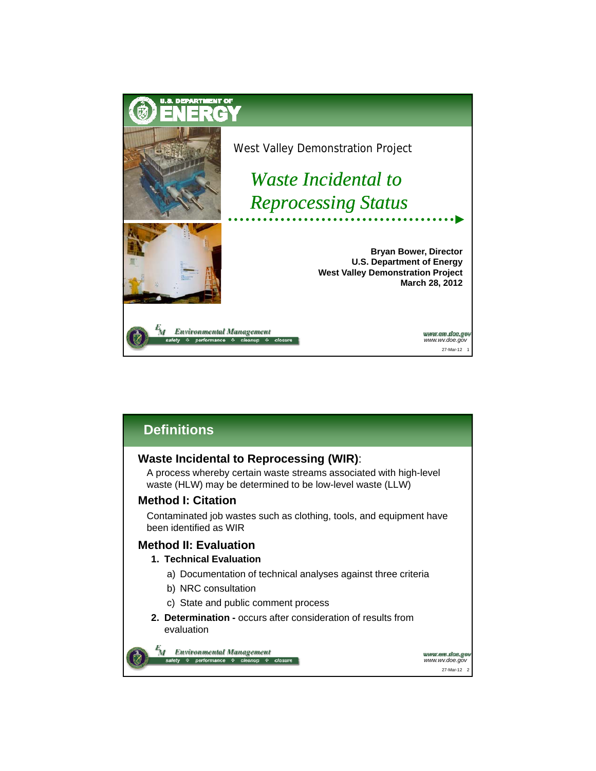# West Valley Demonstration Project

## *Waste Incidental to Reprocessing Status*

**Bryan Bower, Director**
**U.S. Department of Energy**
**West Valley Demonstration Project**
**March 28, 2012**

## Definitions

### Waste Incidental to Reprocessing (WIR):

A process whereby certain waste streams associated with high-level waste (HLW) may be determined to be low-level waste (LLW)

### Method I: Citation

Contaminated job wastes such as clothing, tools, and equipment have been identified as WIR

### Method II: Evaluation

1. **Technical Evaluation**
   a) Documentation of technical analyses against three criteria
   b) NRC consultation
   c) State and public comment process
2. **Determination -** occurs after consideration of results from evaluation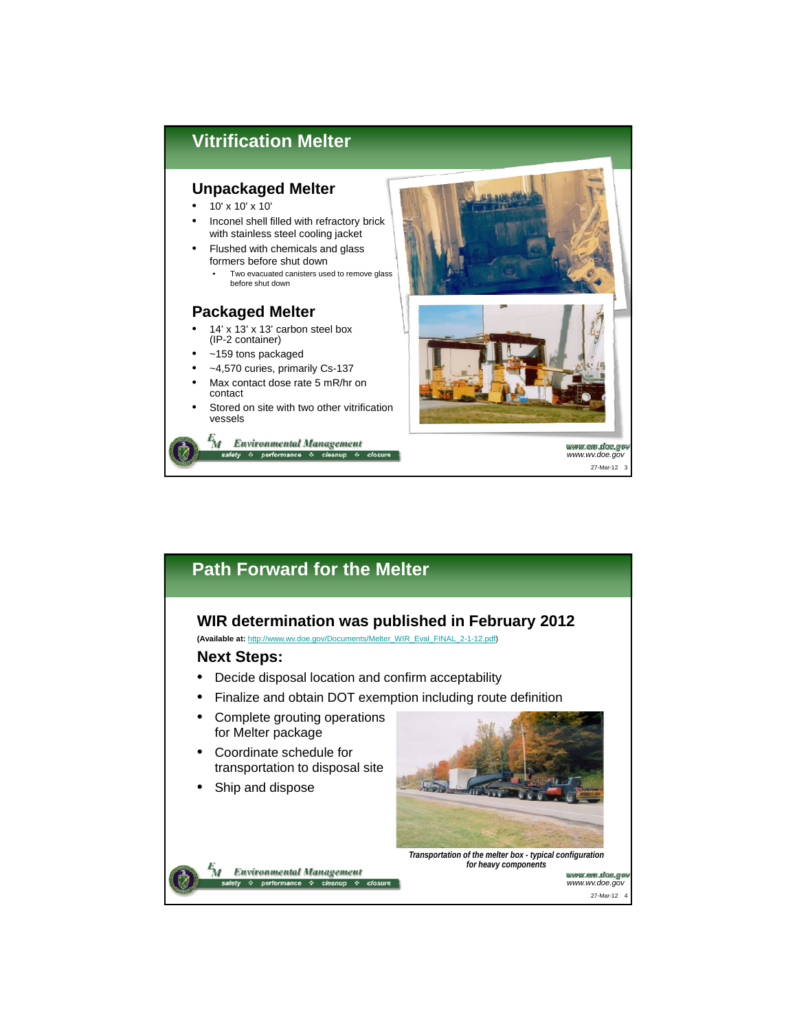## Vitrification Melter

### Unpackaged Melter

- 10' x 10' x 10'
- Inconel shell filled with refractory brick with stainless steel cooling jacket
- Flushed with chemicals and glass formers before shut down
  - Two evacuated canisters used to remove glass before shut down

### Packaged Melter

- 14' x 13' x 13' carbon steel box (IP-2 container)
- ~159 tons packaged
- ~4,570 curies, primarily Cs-137
- Max contact dose rate 5 mR/hr on contact
- Stored on site with two other vitrification vessels

## Path Forward for the Melter

### WIR determination was published in February 2012

**(Available at:** http://www.wv.doe.gov/Documents/Melter_WIR_Eval_FINAL_2-1-12.pdf)

### Next Steps:

- Decide disposal location and confirm acceptability
- Finalize and obtain DOT exemption including route definition
- Complete grouting operations for Melter package
- Coordinate schedule for transportation to disposal site
- Ship and dispose

***Transportation of the melter box - typical configuration for heavy components***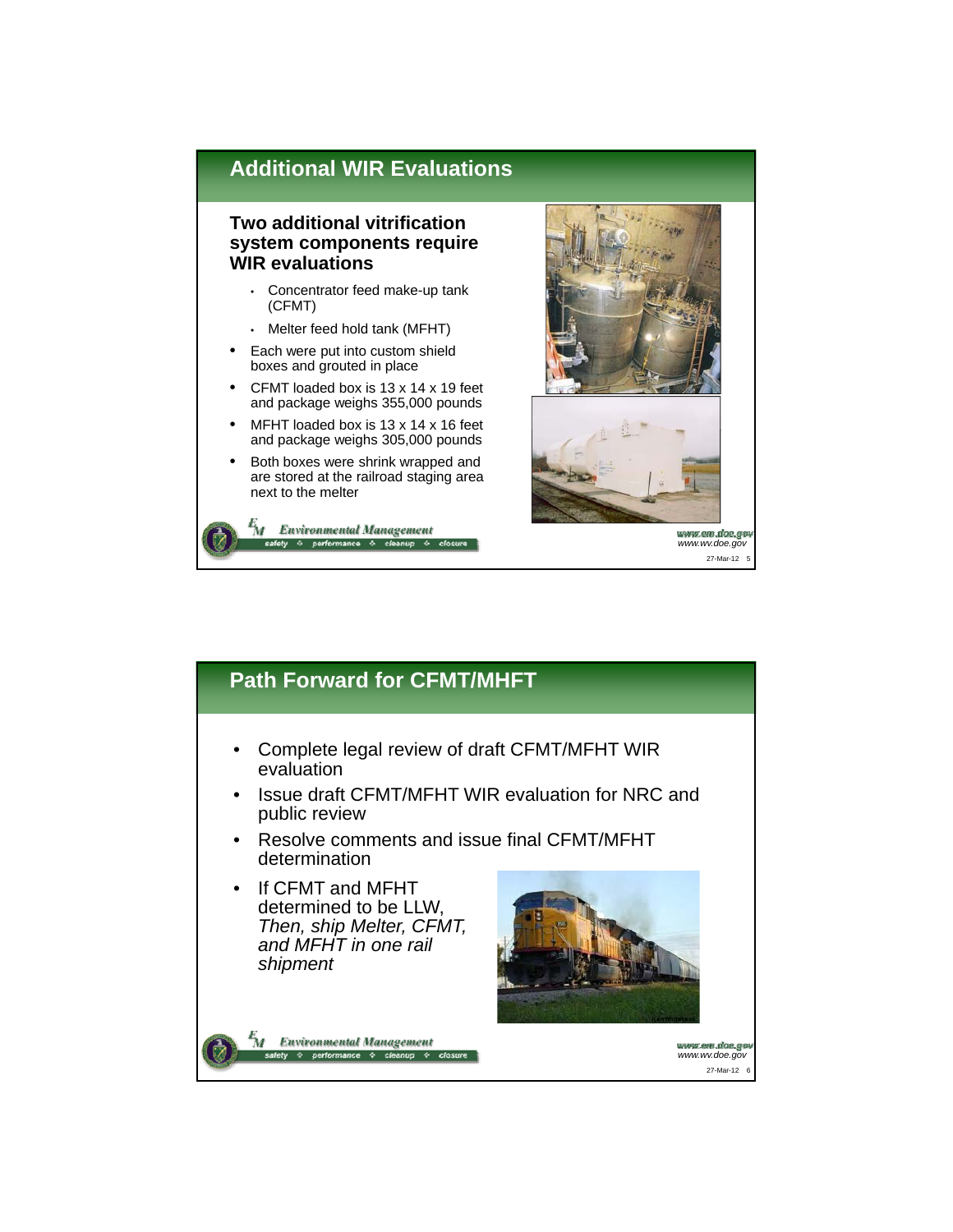## Additional WIR Evaluations

**Two additional vitrification system components require WIR evaluations**

- Concentrator feed make-up tank (CFMT)
- Melter feed hold tank (MFHT)

- Each were put into custom shield boxes and grouted in place
- CFMT loaded box is 13 x 14 x 19 feet and package weighs 355,000 pounds
- MFHT loaded box is 13 x 14 x 16 feet and package weighs 305,000 pounds
- Both boxes were shrink wrapped and are stored at the railroad staging area next to the melter

## Path Forward for CFMT/MHFT

- Complete legal review of draft CFMT/MFHT WIR evaluation
- Issue draft CFMT/MFHT WIR evaluation for NRC and public review
- Resolve comments and issue final CFMT/MFHT determination
- If CFMT and MFHT determined to be LLW, *Then, ship Melter, CFMT, and MFHT in one rail shipment*